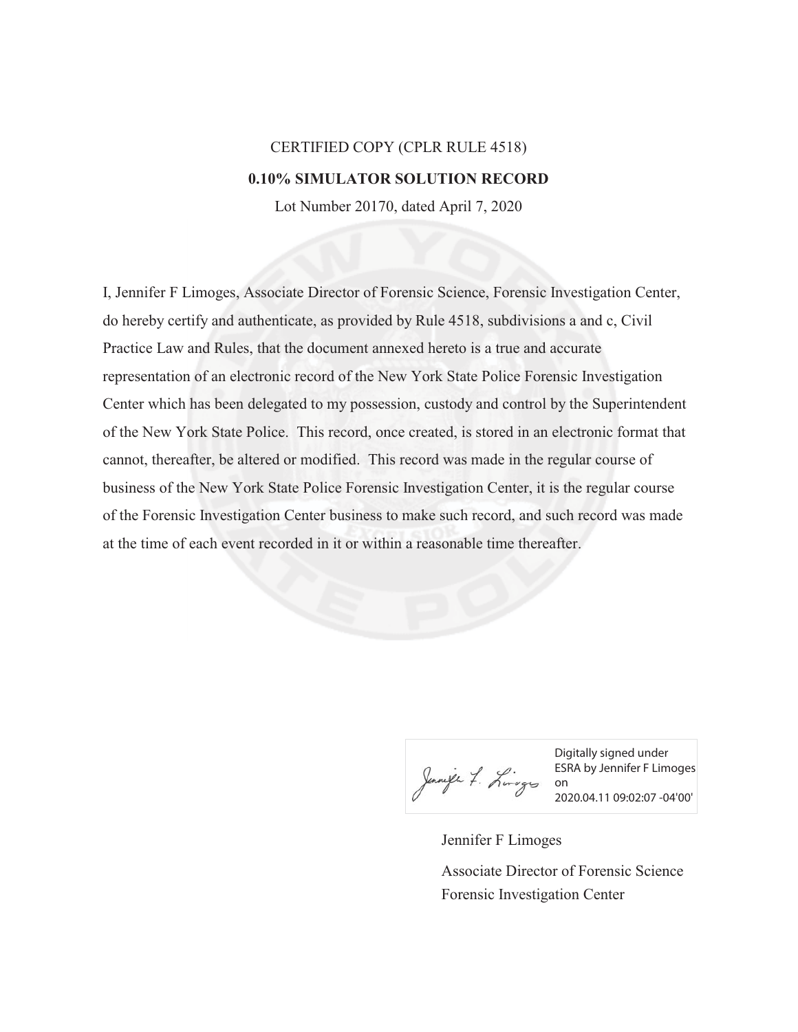CERTIFIED COPY (CPLR RULE 4518)

**0.10% SIMULATOR SOLUTION RECORD**

Lot Number 20170, dated April 7, 2020

I, Jennifer F Limoges, Associate Director of Forensic Science, Forensic Investigation Center, do hereby certify and authenticate, as provided by Rule 4518, subdivisions a and c, Civil Practice Law and Rules, that the document annexed hereto is a true and accurate representation of an electronic record of the New York State Police Forensic Investigation Center which has been delegated to my possession, custody and control by the Superintendent of the New York State Police. This record, once created, is stored in an electronic format that cannot, thereafter, be altered or modified. This record was made in the regular course of business of the New York State Police Forensic Investigation Center, it is the regular course of the Forensic Investigation Center business to make such record, and such record was made at the time of each event recorded in it or within a reasonable time thereafter.

Digitally signed under ESRA by Jennifer F Limoges on 2020.04.11 09:02:07 -04'00'

Jennifer F Limoges

Associate Director of Forensic Science
Forensic Investigation Center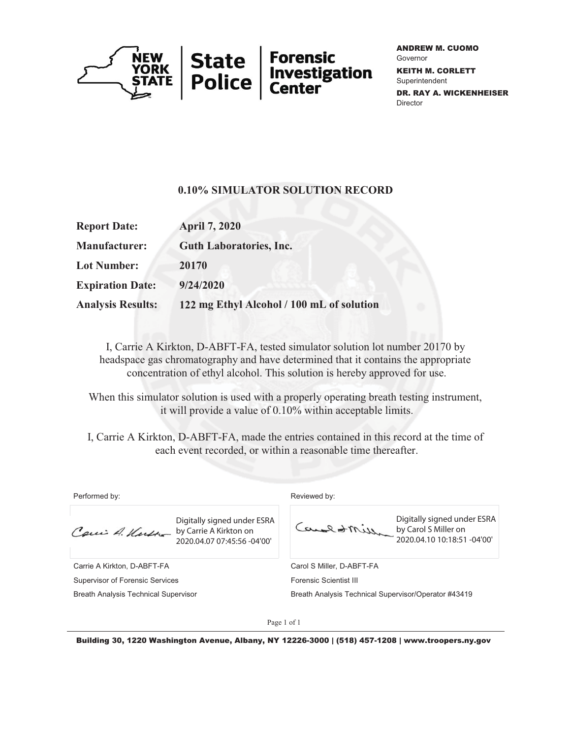NEW YORK STATE | State Police | Forensic Investigation Center

**ANDREW M. CUOMO**
Governor

**KEITH M. CORLETT**
Superintendent

**DR. RAY A. WICKENHEISER**
Director

## 0.10% SIMULATOR SOLUTION RECORD

| | |
|---|---|
| **Report Date:** | **April 7, 2020** |
| **Manufacturer:** | **Guth Laboratories, Inc.** |
| **Lot Number:** | **20170** |
| **Expiration Date:** | **9/24/2020** |
| **Analysis Results:** | **122 mg Ethyl Alcohol / 100 mL of solution** |

I, Carrie A Kirkton, D-ABFT-FA, tested simulator solution lot number 20170 by headspace gas chromatography and have determined that it contains the appropriate concentration of ethyl alcohol. This solution is hereby approved for use.

When this simulator solution is used with a properly operating breath testing instrument, it will provide a value of 0.10% within acceptable limits.

I, Carrie A Kirkton, D-ABFT-FA, made the entries contained in this record at the time of each event recorded, or within a reasonable time thereafter.

Performed by:

Digitally signed under ESRA by Carrie A Kirkton on 2020.04.07 07:45:56 -04'00'

Carrie A Kirkton, D-ABFT-FA
Supervisor of Forensic Services
Breath Analysis Technical Supervisor

Reviewed by:

Digitally signed under ESRA by Carol S Miller on 2020.04.10 10:18:51 -04'00'

Carol S Miller, D-ABFT-FA
Forensic Scientist III
Breath Analysis Technical Supervisor/Operator #43419

**Building 30, 1220 Washington Avenue, Albany, NY 12226-3000 | (518) 457-1208 | www.troopers.ny.gov**